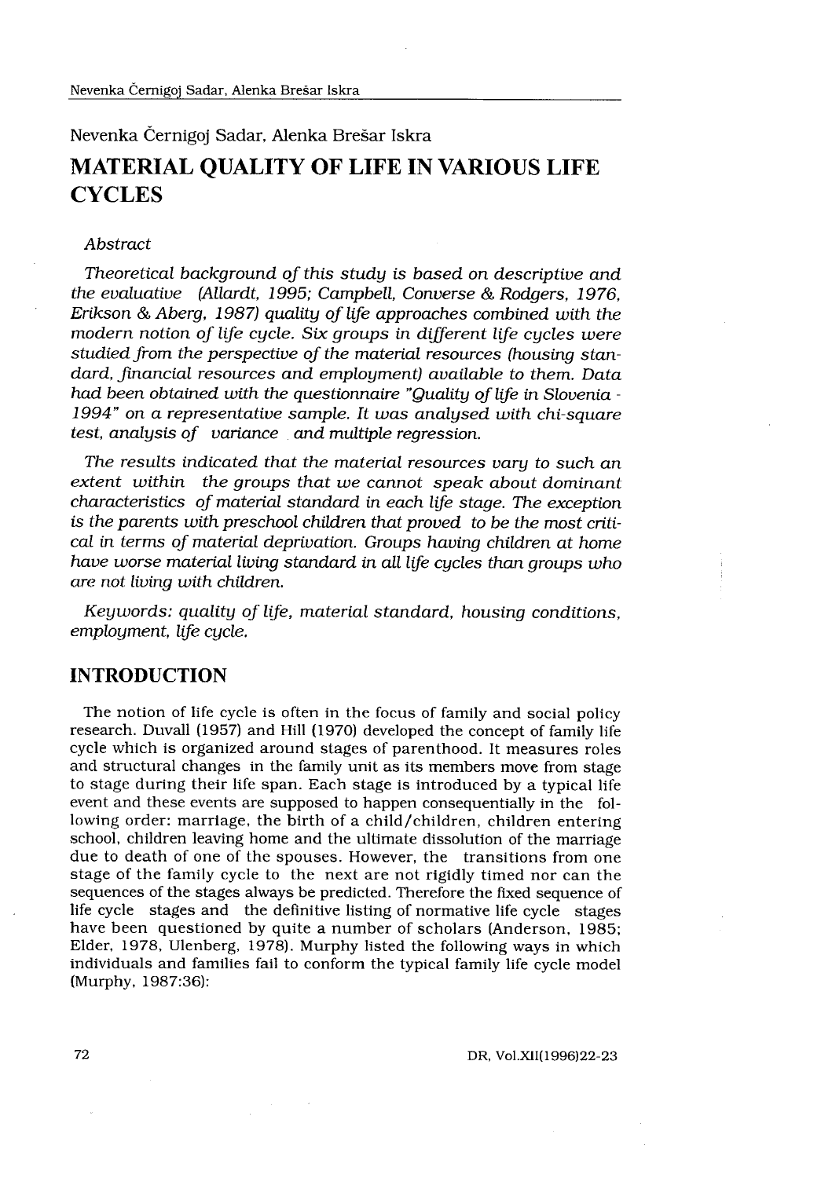Nevenka Černigoj Sadar, Alenka Brešar Iskra

# MATERIAL QUALITY OF LIFE IN VARIOUS LIFE CYCLES

*Abstract*

*Theoretical background of this study is based on descriptive and the evaluative (Allardt, 1995; Campbell, Converse & Rodgers, 1976, Erikson & Aberg, 1987) quality of life approaches combined with the modern notion of life cycle. Six groups in different life cycles were studied from the perspective of the material resources (housing standard, financial resources and employment) available to them. Data had been obtained with the questionnaire "Quality of life in Slovenia - 1994" on a representative sample. It was analysed with chi-square test, analysis of variance and multiple regression.*

*The results indicated that the material resources vary to such an extent within the groups that we cannot speak about dominant characteristics of material standard in each life stage. The exception is the parents with preschool children that proved to be the most critical in terms of material deprivation. Groups having children at home have worse material living standard in all life cycles than groups who are not living with children.*

*Keywords: quality of life, material standard, housing conditions, employment, life cycle.*

## INTRODUCTION

The notion of life cycle is often in the focus of family and social policy research. Duvall (1957) and Hill (1970) developed the concept of family life cycle which is organized around stages of parenthood. It measures roles and structural changes in the family unit as its members move from stage to stage during their life span. Each stage is introduced by a typical life event and these events are supposed to happen consequentially in the following order: marriage, the birth of a child/children, children entering school, children leaving home and the ultimate dissolution of the marriage due to death of one of the spouses. However, the transitions from one stage of the family cycle to the next are not rigidly timed nor can the sequences of the stages always be predicted. Therefore the fixed sequence of life cycle stages and the definitive listing of normative life cycle stages have been questioned by quite a number of scholars (Anderson, 1985; Elder, 1978, Ulenberg, 1978). Murphy listed the following ways in which individuals and families fail to conform the typical family life cycle model (Murphy, 1987:36):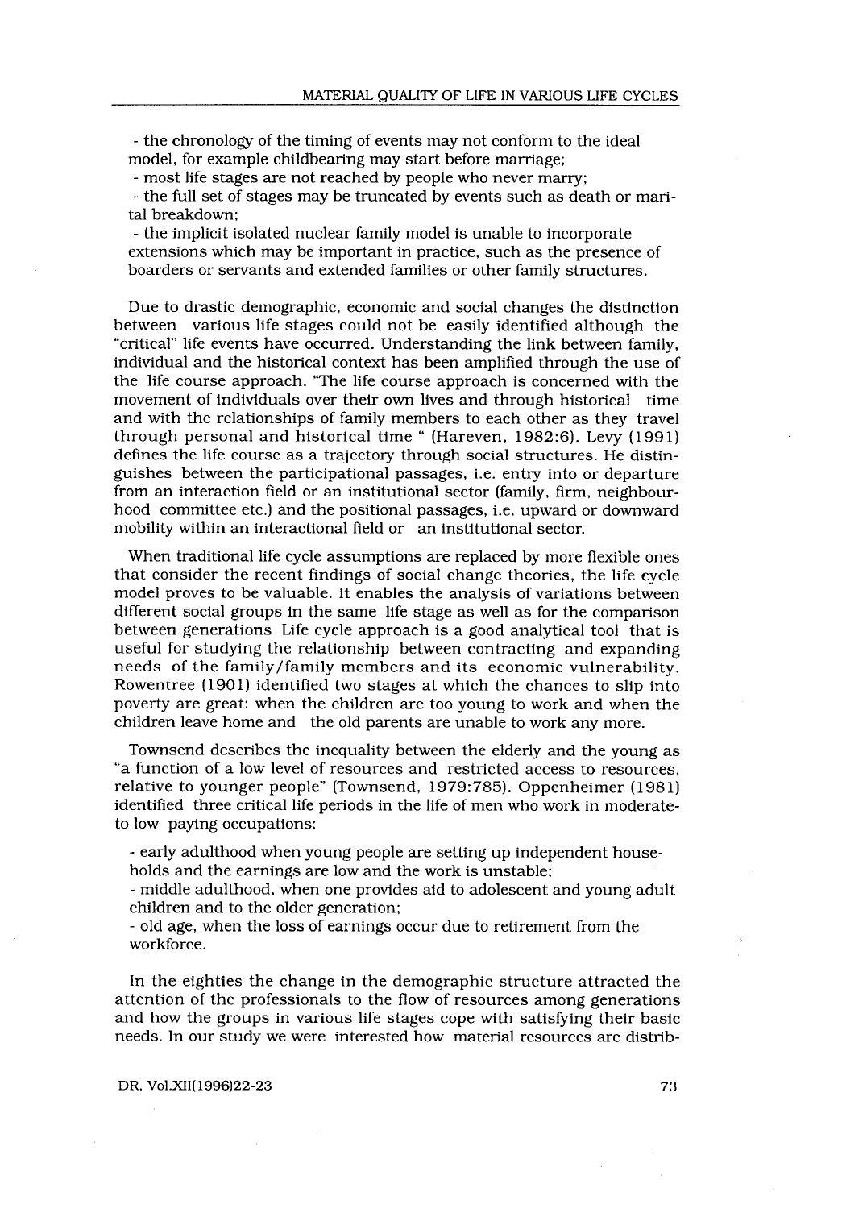- the chronology of the timing of events may not conform to the ideal model, for example childbearing may start before marriage;
- most life stages are not reached by people who never marry;
- the full set of stages may be truncated by events such as death or marital breakdown;
- the implicit isolated nuclear family model is unable to incorporate extensions which may be important in practice, such as the presence of boarders or servants and extended families or other family structures.

Due to drastic demographic, economic and social changes the distinction between various life stages could not be easily identified although the "critical" life events have occurred. Understanding the link between family, individual and the historical context has been amplified through the use of the life course approach. "The life course approach is concerned with the movement of individuals over their own lives and through historical time and with the relationships of family members to each other as they travel through personal and historical time " (Hareven, 1982:6). Levy (1991) defines the life course as a trajectory through social structures. He distinguishes between the participational passages, i.e. entry into or departure from an interaction field or an institutional sector (family, firm, neighbourhood committee etc.) and the positional passages, i.e. upward or downward mobility within an interactional field or an institutional sector.

When traditional life cycle assumptions are replaced by more flexible ones that consider the recent findings of social change theories, the life cycle model proves to be valuable. It enables the analysis of variations between different social groups in the same life stage as well as for the comparison between generations Life cycle approach is a good analytical tool that is useful for studying the relationship between contracting and expanding needs of the family/family members and its economic vulnerability. Rowentree (1901) identified two stages at which the chances to slip into poverty are great: when the children are too young to work and when the children leave home and the old parents are unable to work any more.

Townsend describes the inequality between the elderly and the young as "a function of a low level of resources and restricted access to resources, relative to younger people" (Townsend, 1979:785). Oppenheimer (1981) identified three critical life periods in the life of men who work in moderate-to low paying occupations:

- early adulthood when young people are setting up independent households and the earnings are low and the work is unstable;
- middle adulthood, when one provides aid to adolescent and young adult children and to the older generation;
- old age, when the loss of earnings occur due to retirement from the workforce.

In the eighties the change in the demographic structure attracted the attention of the professionals to the flow of resources among generations and how the groups in various life stages cope with satisfying their basic needs. In our study we were interested how material resources are distrib-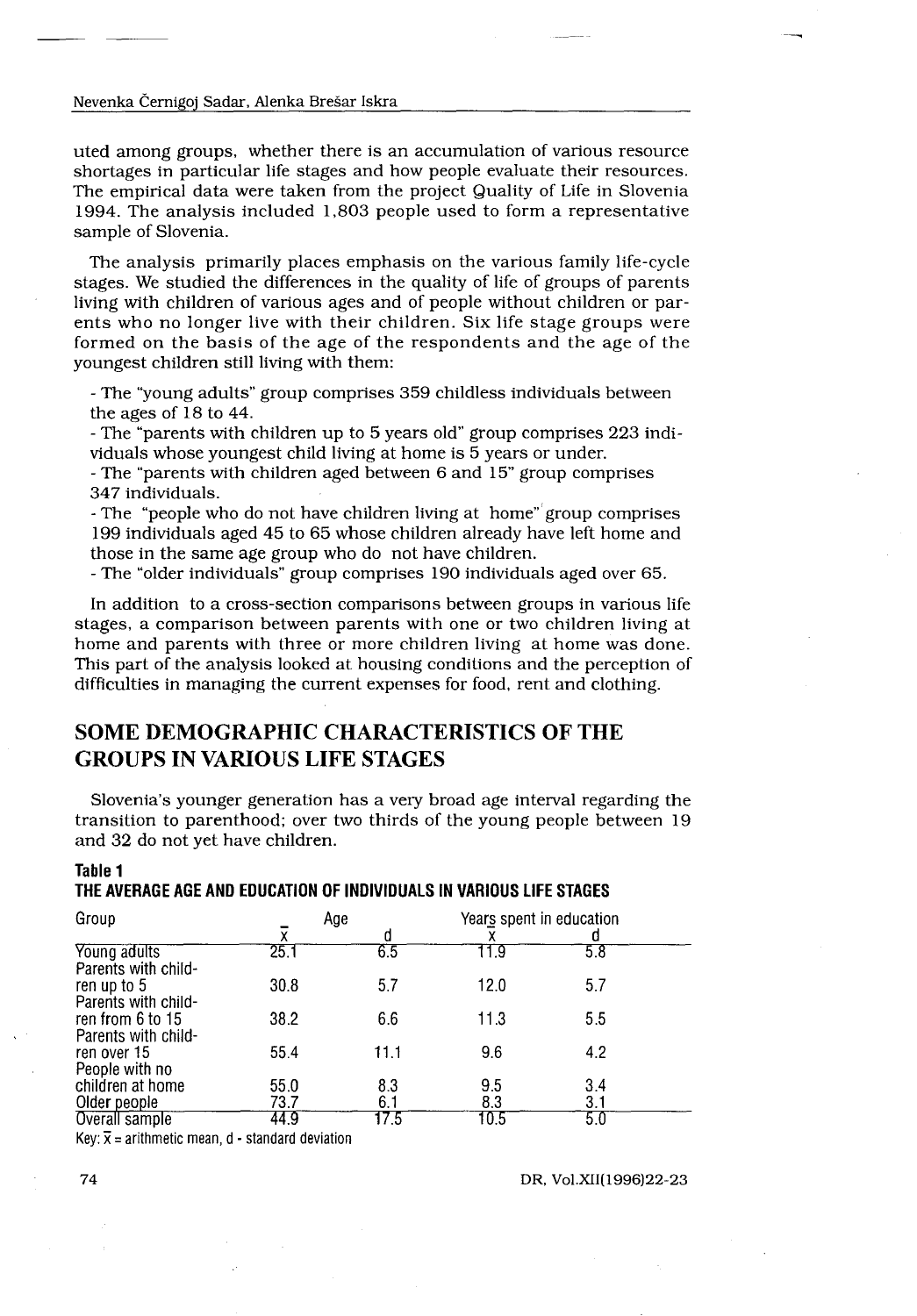uted among groups, whether there is an accumulation of various resource shortages in particular life stages and how people evaluate their resources. The empirical data were taken from the project Quality of Life in Slovenia 1994. The analysis included 1,803 people used to form a representative sample of Slovenia.

The analysis primarily places emphasis on the various family life-cycle stages. We studied the differences in the quality of life of groups of parents living with children of various ages and of people without children or parents who no longer live with their children. Six life stage groups were formed on the basis of the age of the respondents and the age of the youngest children still living with them:

- The "young adults" group comprises 359 childless individuals between the ages of 18 to 44.
- The "parents with children up to 5 years old" group comprises 223 individuals whose youngest child living at home is 5 years or under.
- The "parents with children aged between 6 and 15" group comprises 347 individuals.
- The "people who do not have children living at home" group comprises 199 individuals aged 45 to 65 whose children already have left home and those in the same age group who do not have children.
- The "older individuals" group comprises 190 individuals aged over 65.

In addition to a cross-section comparisons between groups in various life stages, a comparison between parents with one or two children living at home and parents with three or more children living at home was done. This part of the analysis looked at housing conditions and the perception of difficulties in managing the current expenses for food, rent and clothing.

## SOME DEMOGRAPHIC CHARACTERISTICS OF THE GROUPS IN VARIOUS LIFE STAGES

Slovenia's younger generation has a very broad age interval regarding the transition to parenthood; over two thirds of the young people between 19 and 32 do not yet have children.

**Table 1**
**THE AVERAGE AGE AND EDUCATION OF INDIVIDUALS IN VARIOUS LIFE STAGES**

| Group | Age | | Years spent in education | |
|---|---|---|---|---|
| | $\bar{x}$ | d | $\bar{x}$ | d |
| Young adults | 25.1 | 6.5 | 11.9 | 5.8 |
| Parents with children up to 5 | 30.8 | 5.7 | 12.0 | 5.7 |
| Parents with children from 6 to 15 | 38.2 | 6.6 | 11.3 | 5.5 |
| Parents with children over 15 | 55.4 | 11.1 | 9.6 | 4.2 |
| People with no children at home | 55.0 | 8.3 | 9.5 | 3.4 |
| Older people | 73.7 | 6.1 | 8.3 | 3.1 |
| Overall sample | 44.9 | 17.5 | 10.5 | 5.0 |

Key: $\bar{x}$ = arithmetic mean, d - standard deviation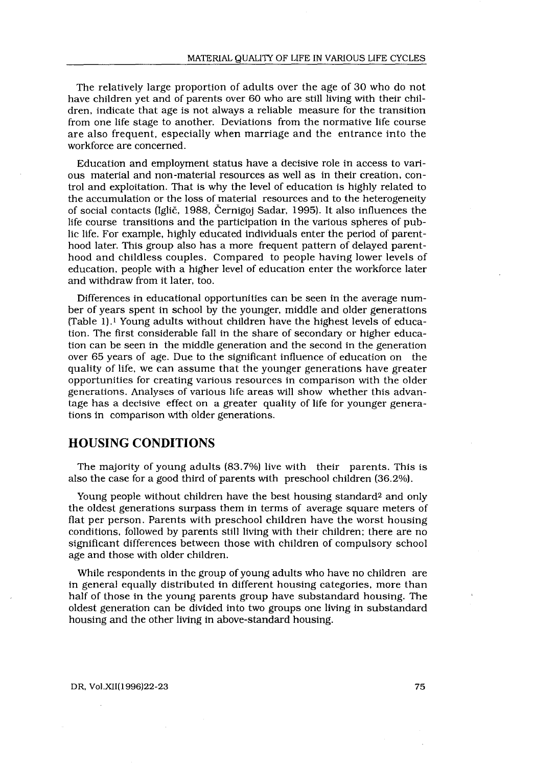The relatively large proportion of adults over the age of 30 who do not have children yet and of parents over 60 who are still living with their children, indicate that age is not always a reliable measure for the transition from one life stage to another. Deviations from the normative life course are also frequent, especially when marriage and the entrance into the workforce are concerned.

Education and employment status have a decisive role in access to various material and non-material resources as well as in their creation, control and exploitation. That is why the level of education is highly related to the accumulation or the loss of material resources and to the heterogeneity of social contacts (Iglič, 1988, Černigoj Sadar, 1995). It also influences the life course transitions and the participation in the various spheres of public life. For example, highly educated individuals enter the period of parenthood later. This group also has a more frequent pattern of delayed parenthood and childless couples. Compared to people having lower levels of education, people with a higher level of education enter the workforce later and withdraw from it later, too.

Differences in educational opportunities can be seen in the average number of years spent in school by the younger, middle and older generations (Table 1).[1] Young adults without children have the highest levels of education. The first considerable fall in the share of secondary or higher education can be seen in the middle generation and the second in the generation over 65 years of age. Due to the significant influence of education on the quality of life, we can assume that the younger generations have greater opportunities for creating various resources in comparison with the older generations. Analyses of various life areas will show whether this advantage has a decisive effect on a greater quality of life for younger generations in comparison with older generations.

## HOUSING CONDITIONS

The majority of young adults (83.7%) live with their parents. This is also the case for a good third of parents with preschool children (36.2%).

Young people without children have the best housing standard[2] and only the oldest generations surpass them in terms of average square meters of flat per person. Parents with preschool children have the worst housing conditions, followed by parents still living with their children; there are no significant differences between those with children of compulsory school age and those with older children.

While respondents in the group of young adults who have no children are in general equally distributed in different housing categories, more than half of those in the young parents group have substandard housing. The oldest generation can be divided into two groups one living in substandard housing and the other living in above-standard housing.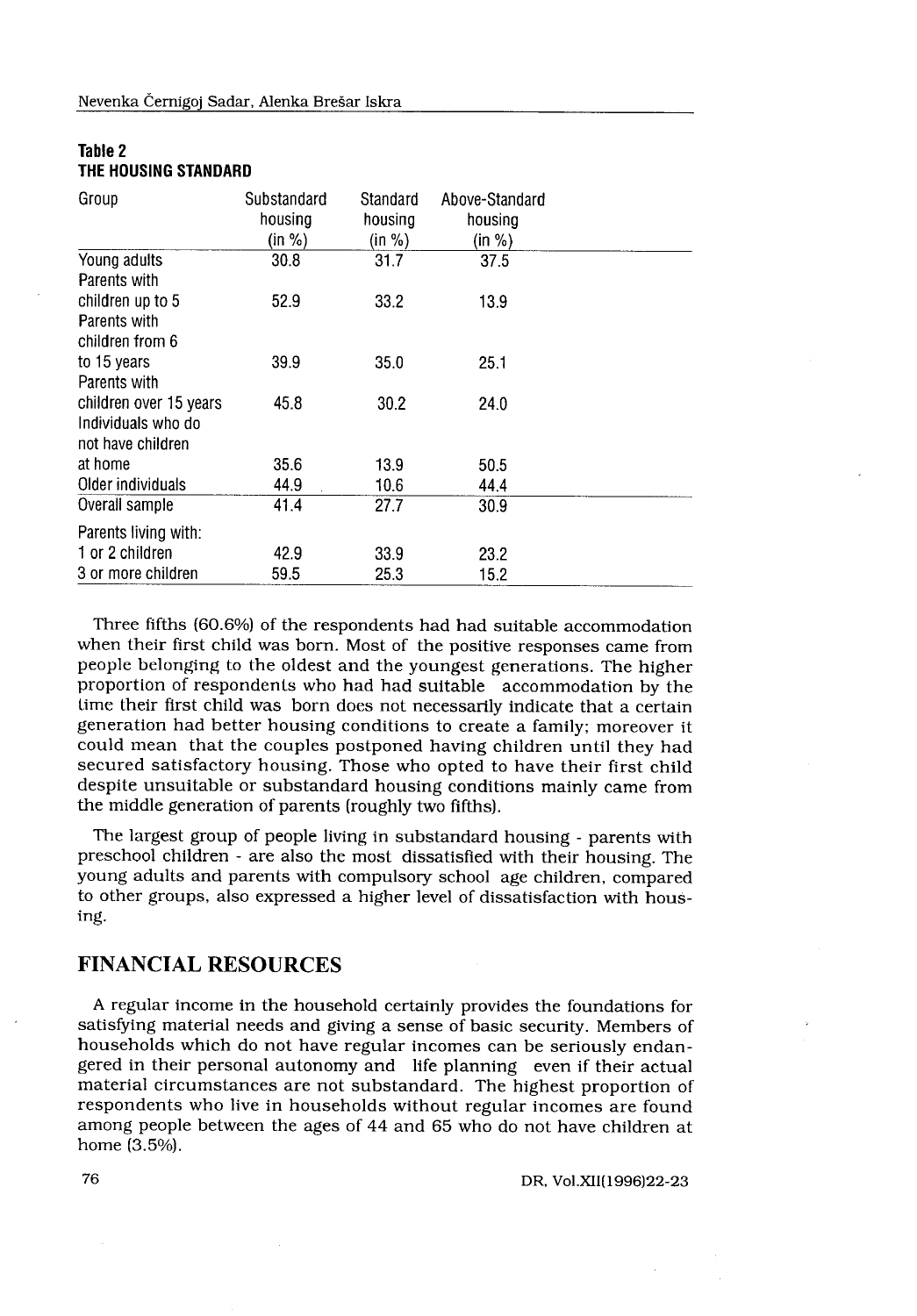**Table 2**
**THE HOUSING STANDARD**

| Group | Substandard housing (in %) | Standard housing (in %) | Above-Standard housing (in %) |
|---|---|---|---|
| Young adults | 30.8 | 31.7 | 37.5 |
| Parents with children up to 5 | 52.9 | 33.2 | 13.9 |
| Parents with children from 6 to 15 years | 39.9 | 35.0 | 25.1 |
| Parents with children over 15 years | 45.8 | 30.2 | 24.0 |
| Individuals who do not have children at home | 35.6 | 13.9 | 50.5 |
| Older individuals | 44.9 | 10.6 | 44.4 |
| Overall sample | 41.4 | 27.7 | 30.9 |
| Parents living with: | | | |
| 1 or 2 children | 42.9 | 33.9 | 23.2 |
| 3 or more children | 59.5 | 25.3 | 15.2 |

Three fifths (60.6%) of the respondents had had suitable accommodation when their first child was born. Most of the positive responses came from people belonging to the oldest and the youngest generations. The higher proportion of respondents who had had suitable accommodation by the time their first child was born does not necessarily indicate that a certain generation had better housing conditions to create a family; moreover it could mean that the couples postponed having children until they had secured satisfactory housing. Those who opted to have their first child despite unsuitable or substandard housing conditions mainly came from the middle generation of parents (roughly two fifths).

The largest group of people living in substandard housing - parents with preschool children - are also the most dissatisfied with their housing. The young adults and parents with compulsory school age children, compared to other groups, also expressed a higher level of dissatisfaction with housing.

## FINANCIAL RESOURCES

A regular income in the household certainly provides the foundations for satisfying material needs and giving a sense of basic security. Members of households which do not have regular incomes can be seriously endangered in their personal autonomy and life planning even if their actual material circumstances are not substandard. The highest proportion of respondents who live in households without regular incomes are found among people between the ages of 44 and 65 who do not have children at home (3.5%).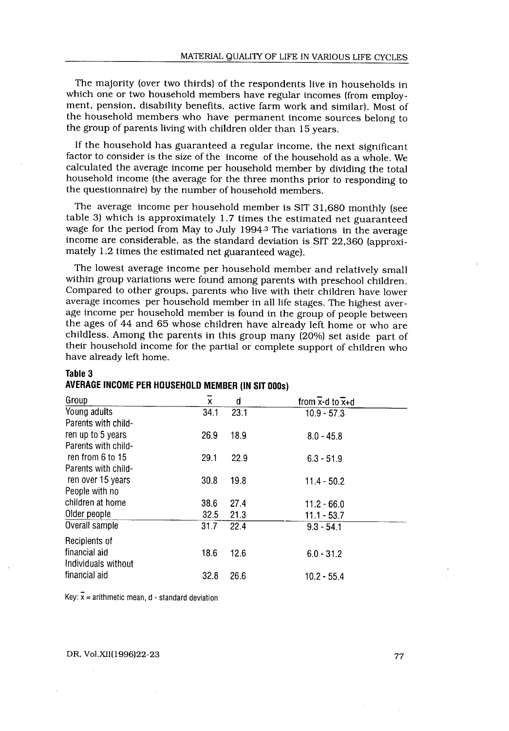The majority (over two thirds) of the respondents live in households in which one or two household members have regular incomes (from employment, pension, disability benefits, active farm work and similar). Most of the household members who have permanent income sources belong to the group of parents living with children older than 15 years.

If the household has guaranteed a regular income, the next significant factor to consider is the size of the income of the household as a whole. We calculated the average income per household member by dividing the total household income (the average for the three months prior to responding to the questionnaire) by the number of household members.

The average income per household member is SIT 31,680 monthly (see table 3) which is approximately 1.7 times the estimated net guaranteed wage for the period from May to July 1994.[3] The variations in the average income are considerable, as the standard deviation is SIT 22,360 (approximately 1.2 times the estimated net guaranteed wage).

The lowest average income per household member and relatively small within group variations were found among parents with preschool children. Compared to other groups, parents who live with their children have lower average incomes per household member in all life stages. The highest average income per household member is found in the group of people between the ages of 44 and 65 whose children have already left home or who are childless. Among the parents in this group many (20%) set aside part of their household income for the partial or complete support of children who have already left home.

**Table 3**
**AVERAGE INCOME PER HOUSEHOLD MEMBER (IN SIT 000s)**

| Group | $\bar{x}$ | d | from $\bar{x}$-d to $\bar{x}$+d |
|---|---|---|---|
| Young adults | 34.1 | 23.1 | 10.9 - 57.3 |
| Parents with children up to 5 years | 26.9 | 18.9 | 8.0 - 45.8 |
| Parents with children from 6 to 15 | 29.1 | 22.9 | 6.3 - 51.9 |
| Parents with children over 15 years | 30.8 | 19.8 | 11.4 - 50.2 |
| People with no children at home | 38.6 | 27.4 | 11.2 - 66.0 |
| Older people | 32.5 | 21.3 | 11.1 - 53.7 |
| Overall sample | 31.7 | 22.4 | 9.3 - 54.1 |
| Recipients of financial aid | 18.6 | 12.6 | 6.0 - 31.2 |
| Individuals without financial aid | 32.8 | 26.6 | 10.2 - 55.4 |

Key: $\bar{x}$ = arithmetic mean, d - standard deviation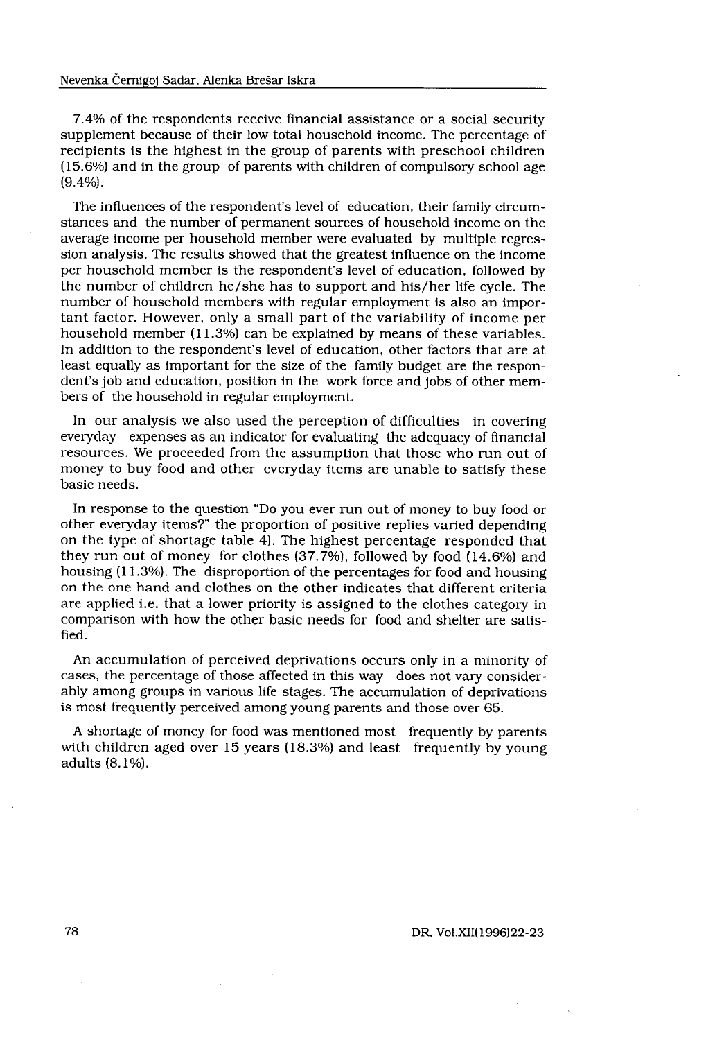7.4% of the respondents receive financial assistance or a social security supplement because of their low total household income. The percentage of recipients is the highest in the group of parents with preschool children (15.6%) and in the group of parents with children of compulsory school age (9.4%).

The influences of the respondent's level of education, their family circumstances and the number of permanent sources of household income on the average income per household member were evaluated by multiple regression analysis. The results showed that the greatest influence on the income per household member is the respondent's level of education, followed by the number of children he/she has to support and his/her life cycle. The number of household members with regular employment is also an important factor. However, only a small part of the variability of income per household member (11.3%) can be explained by means of these variables. In addition to the respondent's level of education, other factors that are at least equally as important for the size of the family budget are the respondent's job and education, position in the work force and jobs of other members of the household in regular employment.

In our analysis we also used the perception of difficulties in covering everyday expenses as an indicator for evaluating the adequacy of financial resources. We proceeded from the assumption that those who run out of money to buy food and other everyday items are unable to satisfy these basic needs.

In response to the question "Do you ever run out of money to buy food or other everyday items?" the proportion of positive replies varied depending on the type of shortage table 4). The highest percentage responded that they run out of money for clothes (37.7%), followed by food (14.6%) and housing (11.3%). The disproportion of the percentages for food and housing on the one hand and clothes on the other indicates that different criteria are applied i.e. that a lower priority is assigned to the clothes category in comparison with how the other basic needs for food and shelter are satisfied.

An accumulation of perceived deprivations occurs only in a minority of cases, the percentage of those affected in this way does not vary considerably among groups in various life stages. The accumulation of deprivations is most frequently perceived among young parents and those over 65.

A shortage of money for food was mentioned most frequently by parents with children aged over 15 years (18.3%) and least frequently by young adults (8.1%).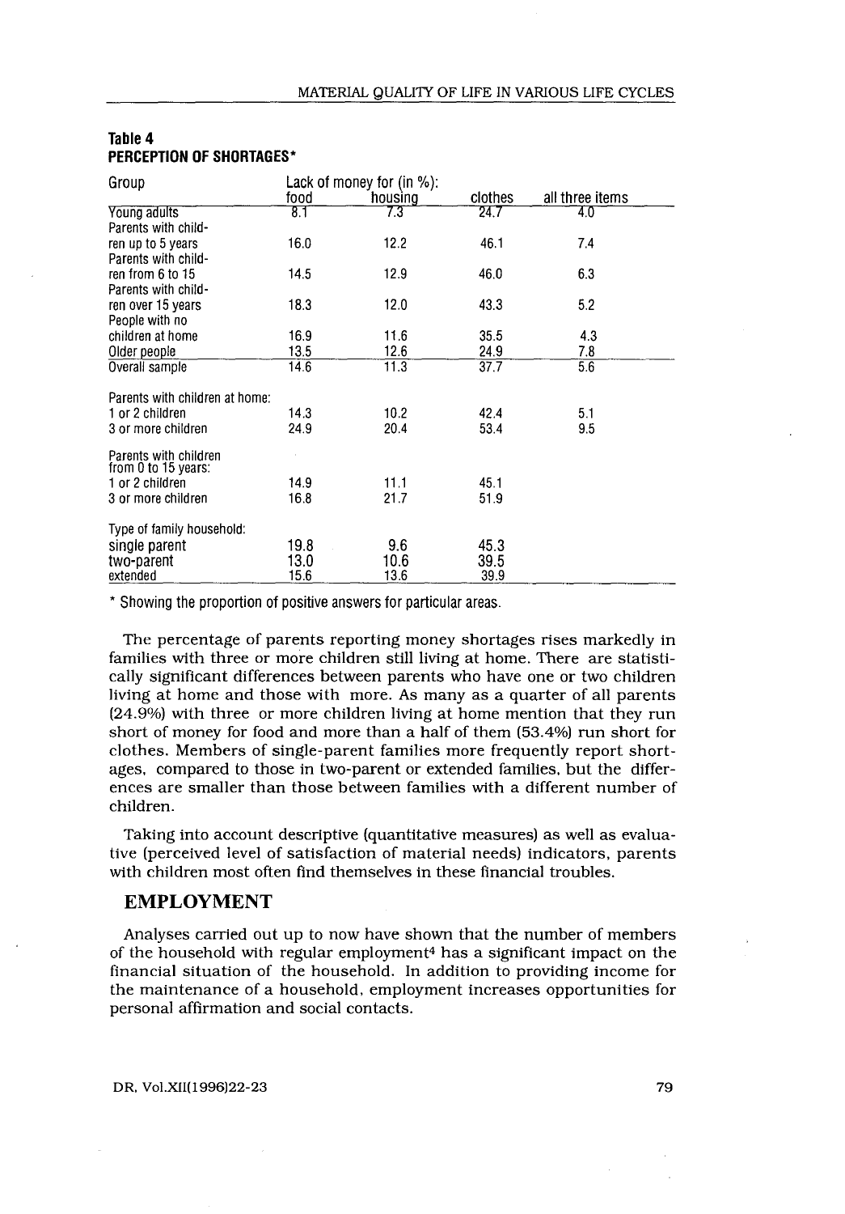**Table 4**
**PERCEPTION OF SHORTAGES***

| Group | Lack of money for (in %): | | | |
|---|---|---|---|---|
| | food | housing | clothes | all three items |
| Young adults | 8.1 | 7.3 | 24.7 | 4.0 |
| Parents with children up to 5 years | 16.0 | 12.2 | 46.1 | 7.4 |
| Parents with children from 6 to 15 | 14.5 | 12.9 | 46.0 | 6.3 |
| Parents with children over 15 years | 18.3 | 12.0 | 43.3 | 5.2 |
| People with no children at home | 16.9 | 11.6 | 35.5 | 4.3 |
| Older people | 13.5 | 12.6 | 24.9 | 7.8 |
| Overall sample | 14.6 | 11.3 | 37.7 | 5.6 |
| Parents with children at home: | | | | |
| 1 or 2 children | 14.3 | 10.2 | 42.4 | 5.1 |
| 3 or more children | 24.9 | 20.4 | 53.4 | 9.5 |
| Parents with children from 0 to 15 years: | | | | |
| 1 or 2 children | 14.9 | 11.1 | 45.1 | |
| 3 or more children | 16.8 | 21.7 | 51.9 | |
| Type of family household: | | | | |
| single parent | 19.8 | 9.6 | 45.3 | |
| two-parent | 13.0 | 10.6 | 39.5 | |
| extended | 15.6 | 13.6 | 39.9 | |

* Showing the proportion of positive answers for particular areas.

The percentage of parents reporting money shortages rises markedly in families with three or more children still living at home. There are statistically significant differences between parents who have one or two children living at home and those with more. As many as a quarter of all parents (24.9%) with three or more children living at home mention that they run short of money for food and more than a half of them (53.4%) run short for clothes. Members of single-parent families more frequently report shortages, compared to those in two-parent or extended families, but the differences are smaller than those between families with a different number of children.

Taking into account descriptive (quantitative measures) as well as evaluative (perceived level of satisfaction of material needs) indicators, parents with children most often find themselves in these financial troubles.

## EMPLOYMENT

Analyses carried out up to now have shown that the number of members of the household with regular employment[4] has a significant impact on the financial situation of the household. In addition to providing income for the maintenance of a household, employment increases opportunities for personal affirmation and social contacts.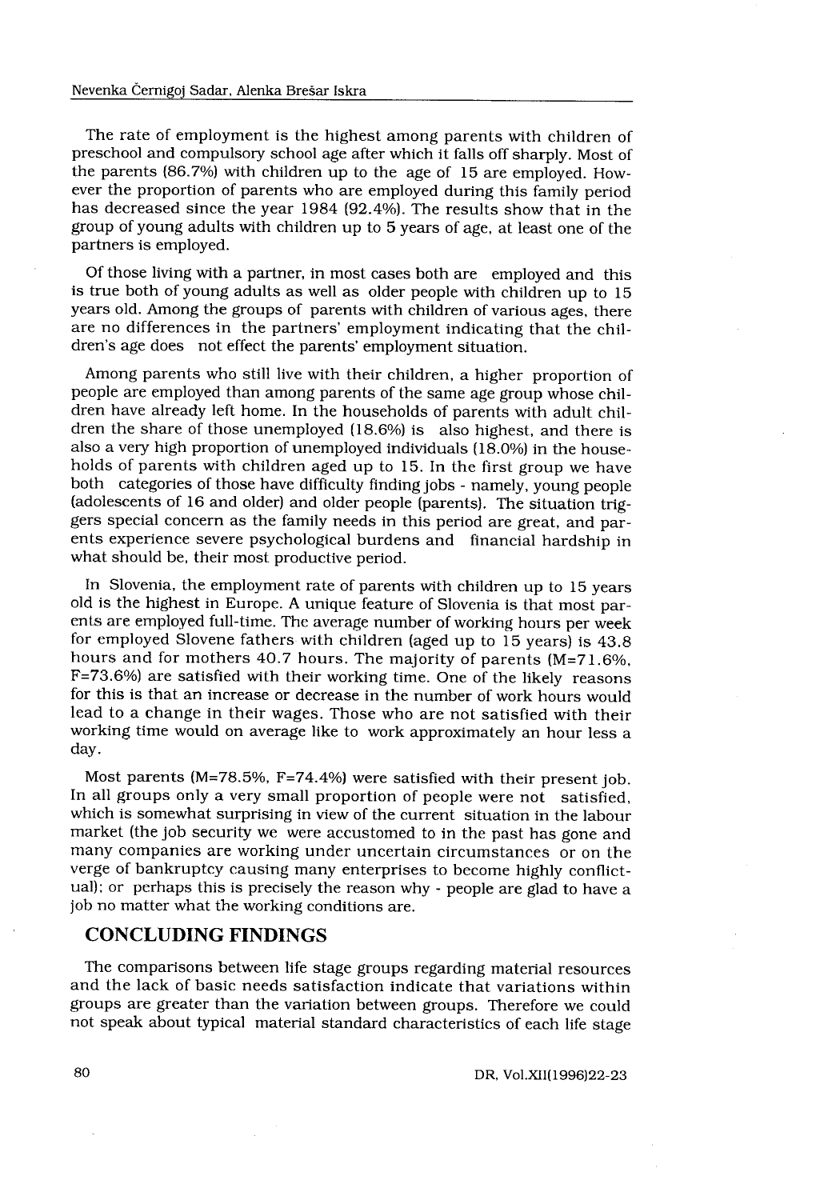The rate of employment is the highest among parents with children of preschool and compulsory school age after which it falls off sharply. Most of the parents (86.7%) with children up to the age of 15 are employed. However the proportion of parents who are employed during this family period has decreased since the year 1984 (92.4%). The results show that in the group of young adults with children up to 5 years of age, at least one of the partners is employed.

Of those living with a partner, in most cases both are employed and this is true both of young adults as well as older people with children up to 15 years old. Among the groups of parents with children of various ages, there are no differences in the partners' employment indicating that the children's age does not effect the parents' employment situation.

Among parents who still live with their children, a higher proportion of people are employed than among parents of the same age group whose children have already left home. In the households of parents with adult children the share of those unemployed (18.6%) is also highest, and there is also a very high proportion of unemployed individuals (18.0%) in the households of parents with children aged up to 15. In the first group we have both categories of those have difficulty finding jobs - namely, young people (adolescents of 16 and older) and older people (parents). The situation triggers special concern as the family needs in this period are great, and parents experience severe psychological burdens and financial hardship in what should be, their most productive period.

In Slovenia, the employment rate of parents with children up to 15 years old is the highest in Europe. A unique feature of Slovenia is that most parents are employed full-time. The average number of working hours per week for employed Slovene fathers with children (aged up to 15 years) is 43.8 hours and for mothers 40.7 hours. The majority of parents (M=71.6%, F=73.6%) are satisfied with their working time. One of the likely reasons for this is that an increase or decrease in the number of work hours would lead to a change in their wages. Those who are not satisfied with their working time would on average like to work approximately an hour less a day.

Most parents (M=78.5%, F=74.4%) were satisfied with their present job. In all groups only a very small proportion of people were not satisfied, which is somewhat surprising in view of the current situation in the labour market (the job security we were accustomed to in the past has gone and many companies are working under uncertain circumstances or on the verge of bankruptcy causing many enterprises to become highly conflictual); or perhaps this is precisely the reason why - people are glad to have a job no matter what the working conditions are.

## CONCLUDING FINDINGS

The comparisons between life stage groups regarding material resources and the lack of basic needs satisfaction indicate that variations within groups are greater than the variation between groups. Therefore we could not speak about typical material standard characteristics of each life stage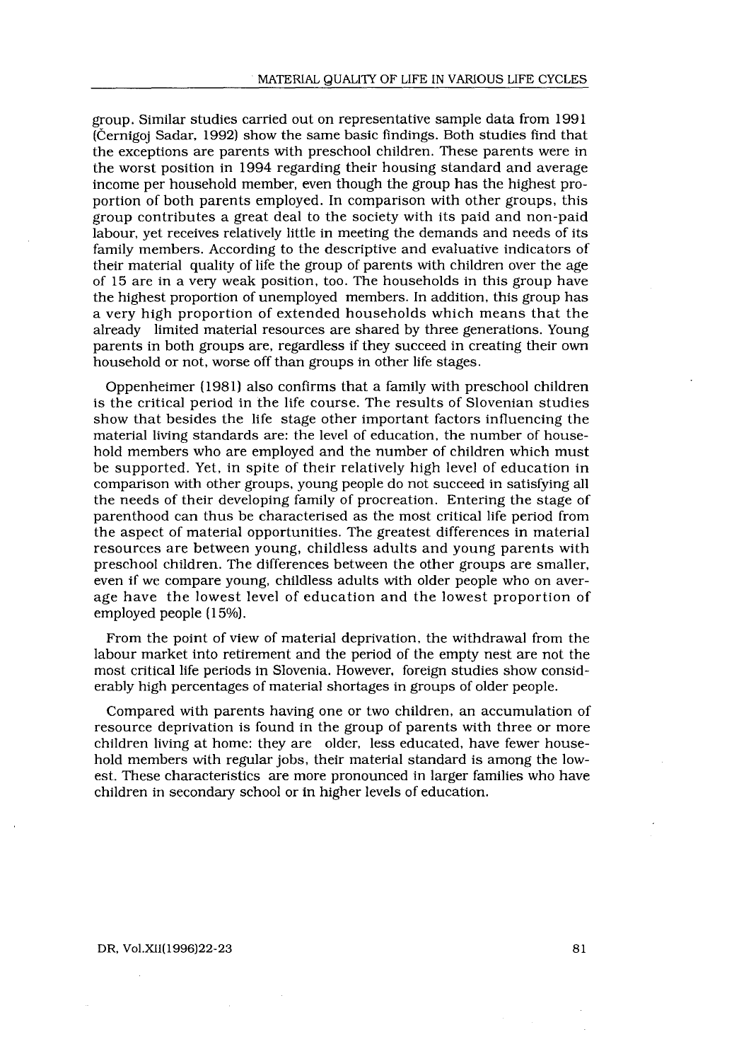group. Similar studies carried out on representative sample data from 1991 (Černigoj Sadar, 1992) show the same basic findings. Both studies find that the exceptions are parents with preschool children. These parents were in the worst position in 1994 regarding their housing standard and average income per household member, even though the group has the highest proportion of both parents employed. In comparison with other groups, this group contributes a great deal to the society with its paid and non-paid labour, yet receives relatively little in meeting the demands and needs of its family members. According to the descriptive and evaluative indicators of their material quality of life the group of parents with children over the age of 15 are in a very weak position, too. The households in this group have the highest proportion of unemployed members. In addition, this group has a very high proportion of extended households which means that the already limited material resources are shared by three generations. Young parents in both groups are, regardless if they succeed in creating their own household or not, worse off than groups in other life stages.

Oppenheimer (1981) also confirms that a family with preschool children is the critical period in the life course. The results of Slovenian studies show that besides the life stage other important factors influencing the material living standards are: the level of education, the number of household members who are employed and the number of children which must be supported. Yet, in spite of their relatively high level of education in comparison with other groups, young people do not succeed in satisfying all the needs of their developing family of procreation. Entering the stage of parenthood can thus be characterised as the most critical life period from the aspect of material opportunities. The greatest differences in material resources are between young, childless adults and young parents with preschool children. The differences between the other groups are smaller, even if we compare young, childless adults with older people who on average have the lowest level of education and the lowest proportion of employed people (15%).

From the point of view of material deprivation, the withdrawal from the labour market into retirement and the period of the empty nest are not the most critical life periods in Slovenia. However, foreign studies show considerably high percentages of material shortages in groups of older people.

Compared with parents having one or two children, an accumulation of resource deprivation is found in the group of parents with three or more children living at home: they are older, less educated, have fewer household members with regular jobs, their material standard is among the lowest. These characteristics are more pronounced in larger families who have children in secondary school or in higher levels of education.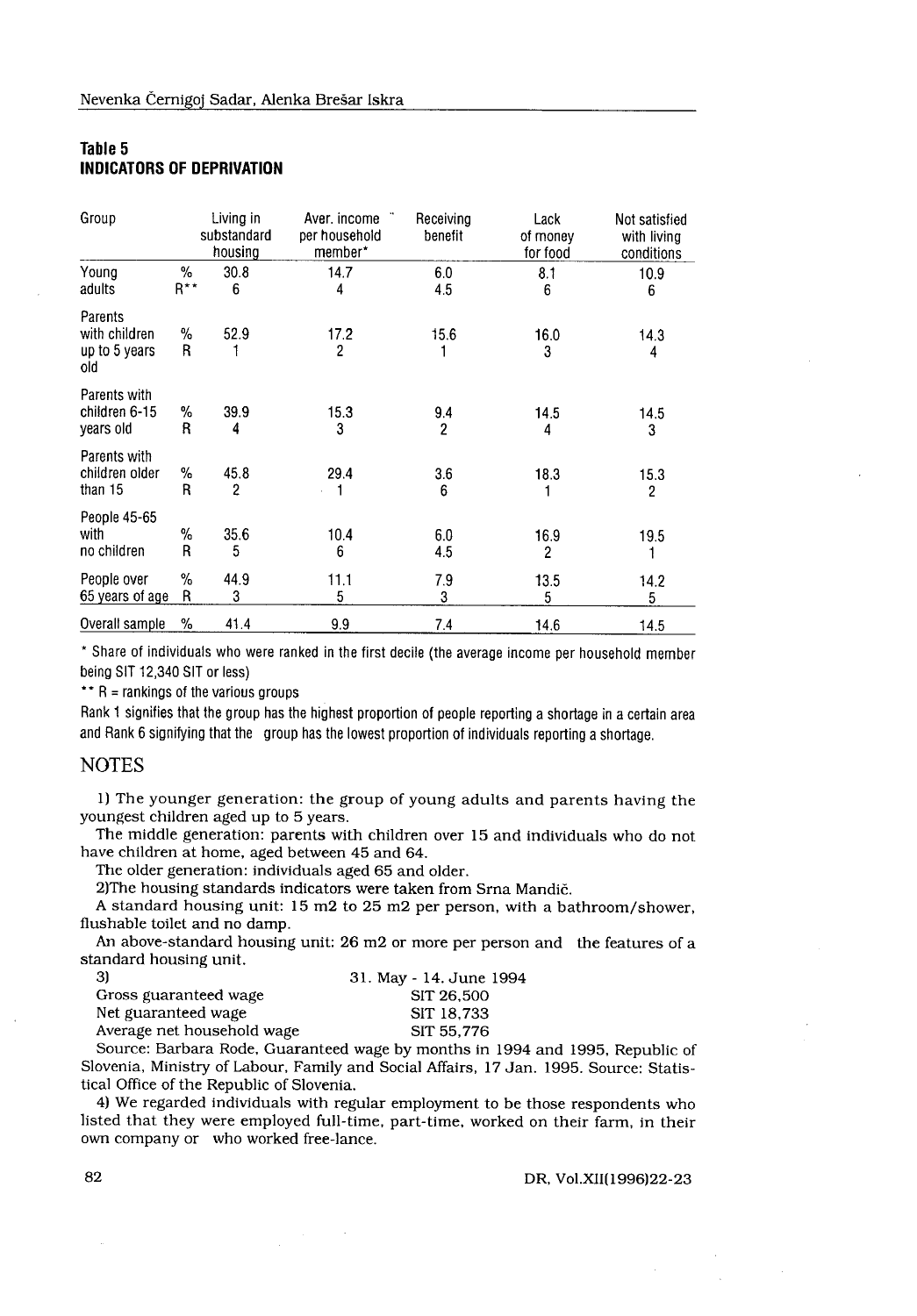## Table 5
## INDICATORS OF DEPRIVATION

| Group | | Living in substandard housing | Aver. income per household member* | Receiving benefit | Lack of money for food | Not satisfied with living conditions |
|---|---|---|---|---|---|---|
| Young adults | % | 30.8 | 14.7 | 6.0 | 8.1 | 10.9 |
| | R** | 6 | 4 | 4.5 | 6 | 6 |
| Parents with children up to 5 years old | % | 52.9 | 17.2 | 15.6 | 16.0 | 14.3 |
| | R | 1 | 2 | 1 | 3 | 4 |
| Parents with children 6-15 years old | % | 39.9 | 15.3 | 9.4 | 14.5 | 14.5 |
| | R | 4 | 3 | 2 | 4 | 3 |
| Parents with children older than 15 | % | 45.8 | 29.4 | 3.6 | 18.3 | 15.3 |
| | R | 2 | 1 | 6 | 1 | 2 |
| People 45-65 with no children | % | 35.6 | 10.4 | 6.0 | 16.9 | 19.5 |
| | R | 5 | 6 | 4.5 | 2 | 1 |
| People over 65 years of age | % | 44.9 | 11.1 | 7.9 | 13.5 | 14.2 |
| | R | 3 | 5 | 3 | 5 | 5 |
| Overall sample | % | 41.4 | 9.9 | 7.4 | 14.6 | 14.5 |

\* Share of individuals who were ranked in the first decile (the average income per household member being SIT 12,340 SIT or less)

\*\* R = rankings of the various groups

Rank 1 signifies that the group has the highest proportion of people reporting a shortage in a certain area and Rank 6 signifying that the group has the lowest proportion of individuals reporting a shortage.

## NOTES

1) The younger generation: the group of young adults and parents having the youngest children aged up to 5 years.

The middle generation: parents with children over 15 and individuals who do not have children at home, aged between 45 and 64.

The older generation: individuals aged 65 and older.

2)The housing standards indicators were taken from Srna Mandič.

A standard housing unit: 15 m2 to 25 m2 per person, with a bathroom/shower, flushable toilet and no damp.

An above-standard housing unit: 26 m2 or more per person and the features of a standard housing unit.

3) 31. May - 14. June 1994

| | |
|---|---|
| Gross guaranteed wage | SIT 26,500 |
| Net guaranteed wage | SIT 18,733 |
| Average net household wage | SIT 55,776 |

Source: Barbara Rode, Guaranteed wage by months in 1994 and 1995, Republic of Slovenia, Ministry of Labour, Family and Social Affairs, 17 Jan. 1995. Source: Statistical Office of the Republic of Slovenia.

4) We regarded individuals with regular employment to be those respondents who listed that they were employed full-time, part-time, worked on their farm, in their own company or who worked free-lance.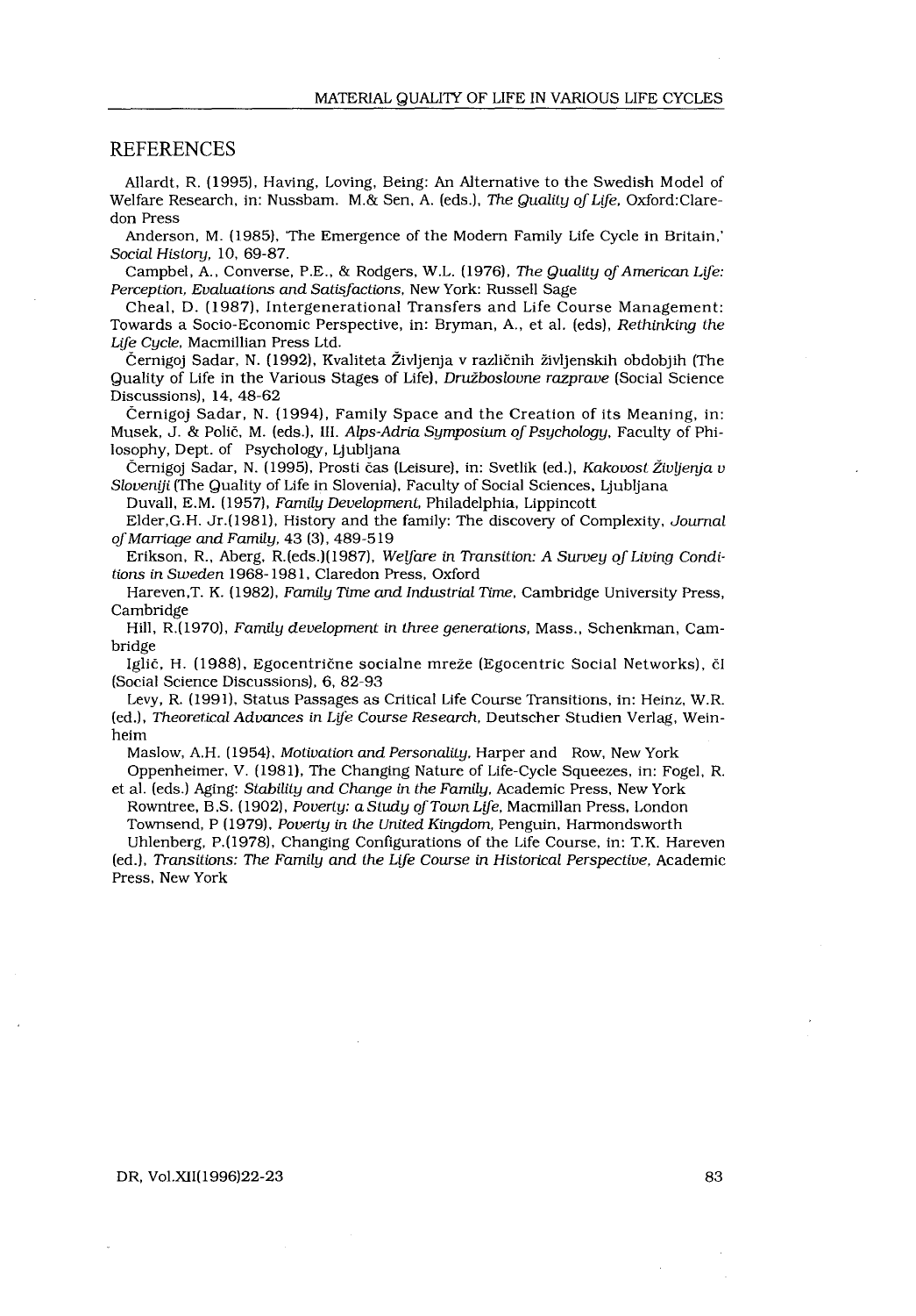## REFERENCES

Allardt, R. (1995), Having, Loving, Being: An Alternative to the Swedish Model of Welfare Research, in: Nussbam. M.& Sen, A. (eds.), *The Quality of Life*, Oxford:Claredon Press

Anderson, M. (1985), 'The Emergence of the Modern Family Life Cycle in Britain,' *Social History*, 10, 69-87.

Campbel, A., Converse, P.E., & Rodgers, W.L. (1976), *The Quality of American Life: Perception, Evaluations and Satisfactions*, New York: Russell Sage

Cheal, D. (1987), Intergenerational Transfers and Life Course Management: Towards a Socio-Economic Perspective, in: Bryman, A., et al. (eds), *Rethinking the Life Cycle*, Macmillian Press Ltd.

Černigoj Sadar, N. (1992), Kvaliteta Življenja v različnih življenjskih obdobjih (The Quality of Life in the Various Stages of Life), *Družboslovne razprave* (Social Science Discussions), 14, 48-62

Černigoj Sadar, N. (1994), Family Space and the Creation of its Meaning, in: Musek, J. & Polič, M. (eds.), III. *Alps-Adria Symposium of Psychology*, Faculty of Philosophy, Dept. of Psychology, Ljubljana

Černigoj Sadar, N. (1995), Prosti čas (Leisure), in: Svetlik (ed.), *Kakovost Življenja v Sloveniji* (The Quality of Life in Slovenia), Faculty of Social Sciences, Ljubljana

Duvall, E.M. (1957), *Family Development*, Philadelphia, Lippincott

Elder,G.H. Jr.(1981), History and the family: The discovery of Complexity, *Journal of Marriage and Family*, 43 (3), 489-519

Erikson, R., Aberg, R.(eds.)(1987), *Welfare in Transition: A Survey of Living Conditions in Sweden* 1968-1981, Claredon Press, Oxford

Hareven,T. K. (1982), *Family Time and Industrial Time*, Cambridge University Press, Cambridge

Hill, R.(1970), *Family development in three generations*, Mass., Schenkman, Cambridge

Iglič, H. (1988), Egocentrične socialne mreže (Egocentric Social Networks), či (Social Science Discussions), 6, 82-93

Levy, R. (1991), Status Passages as Critical Life Course Transitions, in: Heinz, W.R. (ed.), *Theoretical Advances in Life Course Research*, Deutscher Studien Verlag, Weinheim

Maslow, A.H. (1954), *Motivation and Personality*, Harper and Row, New York

Oppenheimer, V. (1981), The Changing Nature of Life-Cycle Squeezes, in: Fogel, R. et al. (eds.) Aging: *Stability and Change in the Family*, Academic Press, New York

Rowntree, B.S. (1902), *Poverty: a Study of Town Life*, Macmillan Press, London

Townsend, P (1979), *Poverty in the United Kingdom*, Penguin, Harmondsworth

Uhlenberg, P.(1978), Changing Configurations of the Life Course, in: T.K. Hareven (ed.), *Transitions: The Family and the Life Course in Historical Perspective*, Academic Press, New York